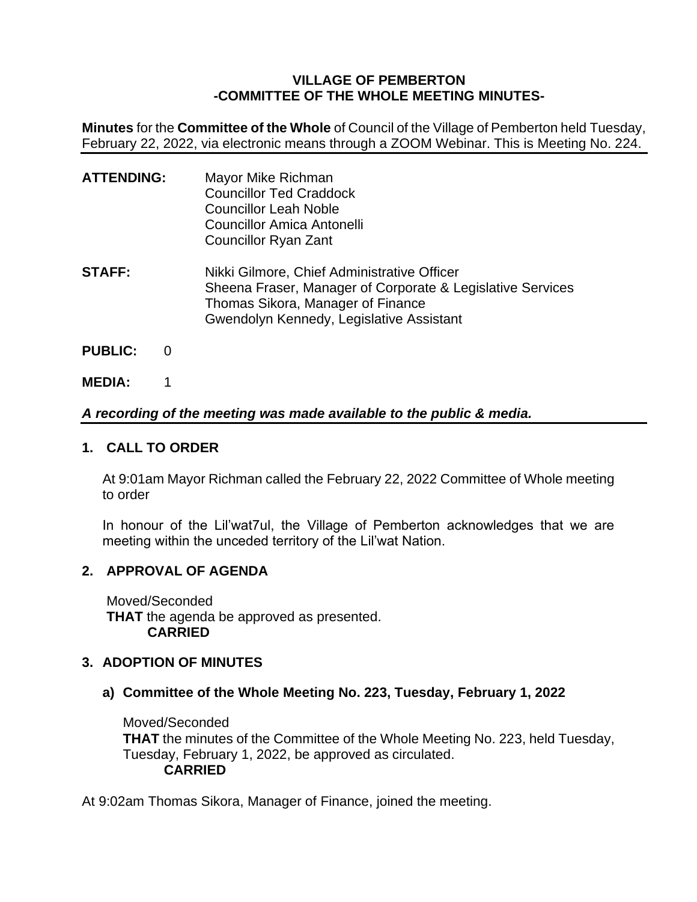# VILLAGE OF PEMBERTON
## -COMMITTEE OF THE WHOLE MEETING MINUTES-

**Minutes** for the **Committee of the Whole** of Council of the Village of Pemberton held Tuesday, February 22, 2022, via electronic means through a ZOOM Webinar. This is Meeting No. 224.

**ATTENDING:**
Mayor Mike Richman
Councillor Ted Craddock
Councillor Leah Noble
Councillor Amica Antonelli
Councillor Ryan Zant

**STAFF:**
Nikki Gilmore, Chief Administrative Officer
Sheena Fraser, Manager of Corporate & Legislative Services
Thomas Sikora, Manager of Finance
Gwendolyn Kennedy, Legislative Assistant

**PUBLIC:** 0

**MEDIA:** 1

***A recording of the meeting was made available to the public & media.***

## 1. CALL TO ORDER

At 9:01am Mayor Richman called the February 22, 2022 Committee of Whole meeting to order

In honour of the Lil'wat7ul, the Village of Pemberton acknowledges that we are meeting within the unceded territory of the Lil'wat Nation.

## 2. APPROVAL OF AGENDA

Moved/Seconded
**THAT** the agenda be approved as presented.
**CARRIED**

## 3. ADOPTION OF MINUTES

### a) Committee of the Whole Meeting No. 223, Tuesday, February 1, 2022

Moved/Seconded
**THAT** the minutes of the Committee of the Whole Meeting No. 223, held Tuesday, Tuesday, February 1, 2022, be approved as circulated.
**CARRIED**

At 9:02am Thomas Sikora, Manager of Finance, joined the meeting.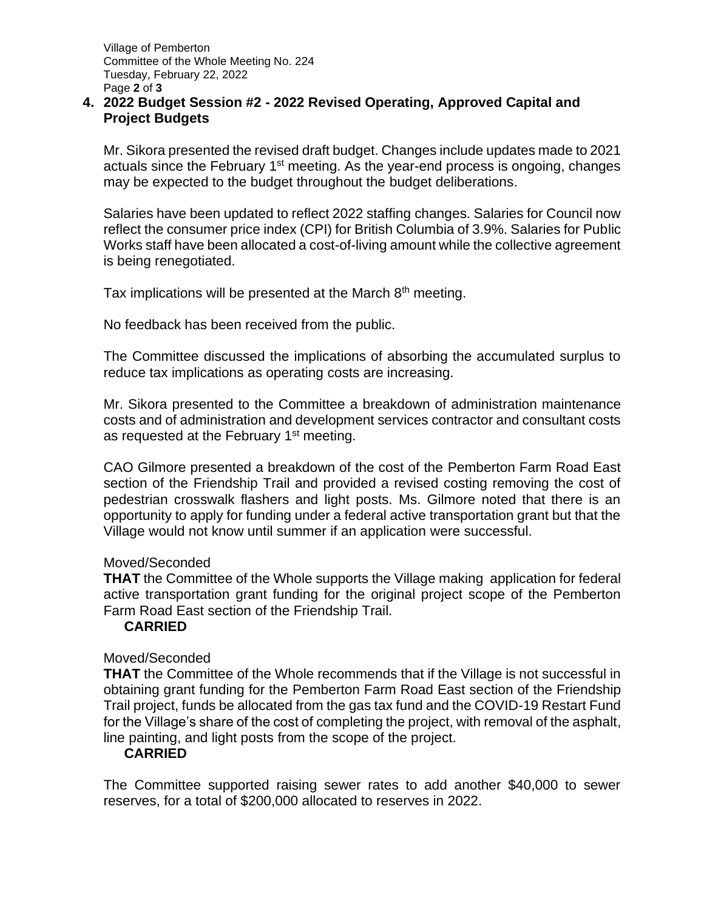## 4. 2022 Budget Session #2 - 2022 Revised Operating, Approved Capital and Project Budgets

Mr. Sikora presented the revised draft budget. Changes include updates made to 2021 actuals since the February 1st meeting. As the year-end process is ongoing, changes may be expected to the budget throughout the budget deliberations.

Salaries have been updated to reflect 2022 staffing changes. Salaries for Council now reflect the consumer price index (CPI) for British Columbia of 3.9%. Salaries for Public Works staff have been allocated a cost-of-living amount while the collective agreement is being renegotiated.

Tax implications will be presented at the March 8th meeting.

No feedback has been received from the public.

The Committee discussed the implications of absorbing the accumulated surplus to reduce tax implications as operating costs are increasing.

Mr. Sikora presented to the Committee a breakdown of administration maintenance costs and of administration and development services contractor and consultant costs as requested at the February 1st meeting.

CAO Gilmore presented a breakdown of the cost of the Pemberton Farm Road East section of the Friendship Trail and provided a revised costing removing the cost of pedestrian crosswalk flashers and light posts. Ms. Gilmore noted that there is an opportunity to apply for funding under a federal active transportation grant but that the Village would not know until summer if an application were successful.

Moved/Seconded

**THAT** the Committee of the Whole supports the Village making application for federal active transportation grant funding for the original project scope of the Pemberton Farm Road East section of the Friendship Trail.

**CARRIED**

Moved/Seconded

**THAT** the Committee of the Whole recommends that if the Village is not successful in obtaining grant funding for the Pemberton Farm Road East section of the Friendship Trail project, funds be allocated from the gas tax fund and the COVID-19 Restart Fund for the Village's share of the cost of completing the project, with removal of the asphalt, line painting, and light posts from the scope of the project.

**CARRIED**

The Committee supported raising sewer rates to add another $40,000 to sewer reserves, for a total of $200,000 allocated to reserves in 2022.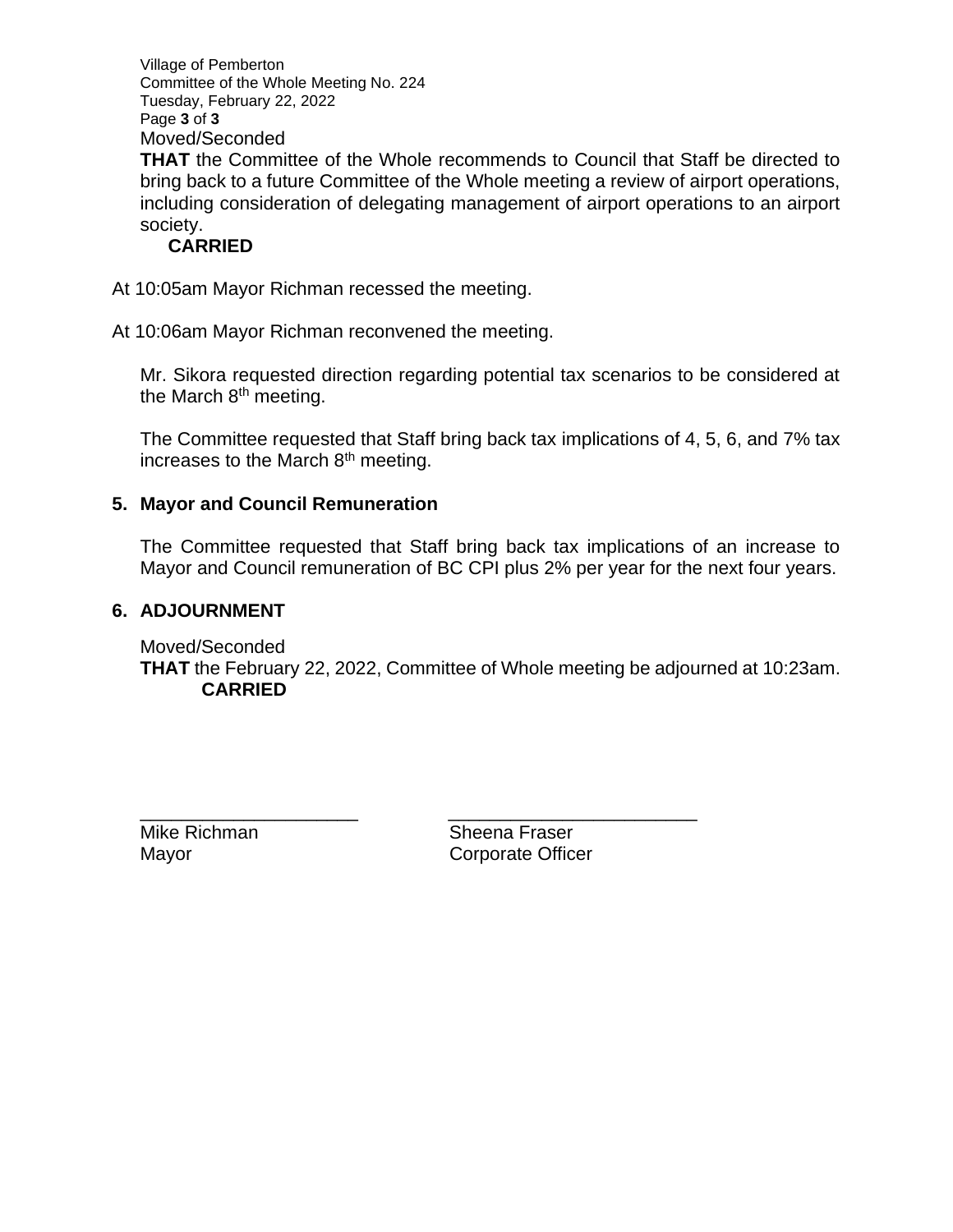Moved/Seconded

**THAT** the Committee of the Whole recommends to Council that Staff be directed to bring back to a future Committee of the Whole meeting a review of airport operations, including consideration of delegating management of airport operations to an airport society.

**CARRIED**

At 10:05am Mayor Richman recessed the meeting.

At 10:06am Mayor Richman reconvened the meeting.

Mr. Sikora requested direction regarding potential tax scenarios to be considered at the March 8th meeting.

The Committee requested that Staff bring back tax implications of 4, 5, 6, and 7% tax increases to the March 8th meeting.

## 5. Mayor and Council Remuneration

The Committee requested that Staff bring back tax implications of an increase to Mayor and Council remuneration of BC CPI plus 2% per year for the next four years.

## 6. ADJOURNMENT

Moved/Seconded

**THAT** the February 22, 2022, Committee of Whole meeting be adjourned at 10:23am.

**CARRIED**

_____________________ &nbsp;&nbsp;&nbsp;&nbsp;&nbsp;&nbsp;&nbsp;&nbsp; ________________________

Mike Richman &nbsp;&nbsp;&nbsp;&nbsp;&nbsp;&nbsp;&nbsp;&nbsp; Sheena Fraser

Mayor &nbsp;&nbsp;&nbsp;&nbsp;&nbsp;&nbsp;&nbsp;&nbsp; Corporate Officer